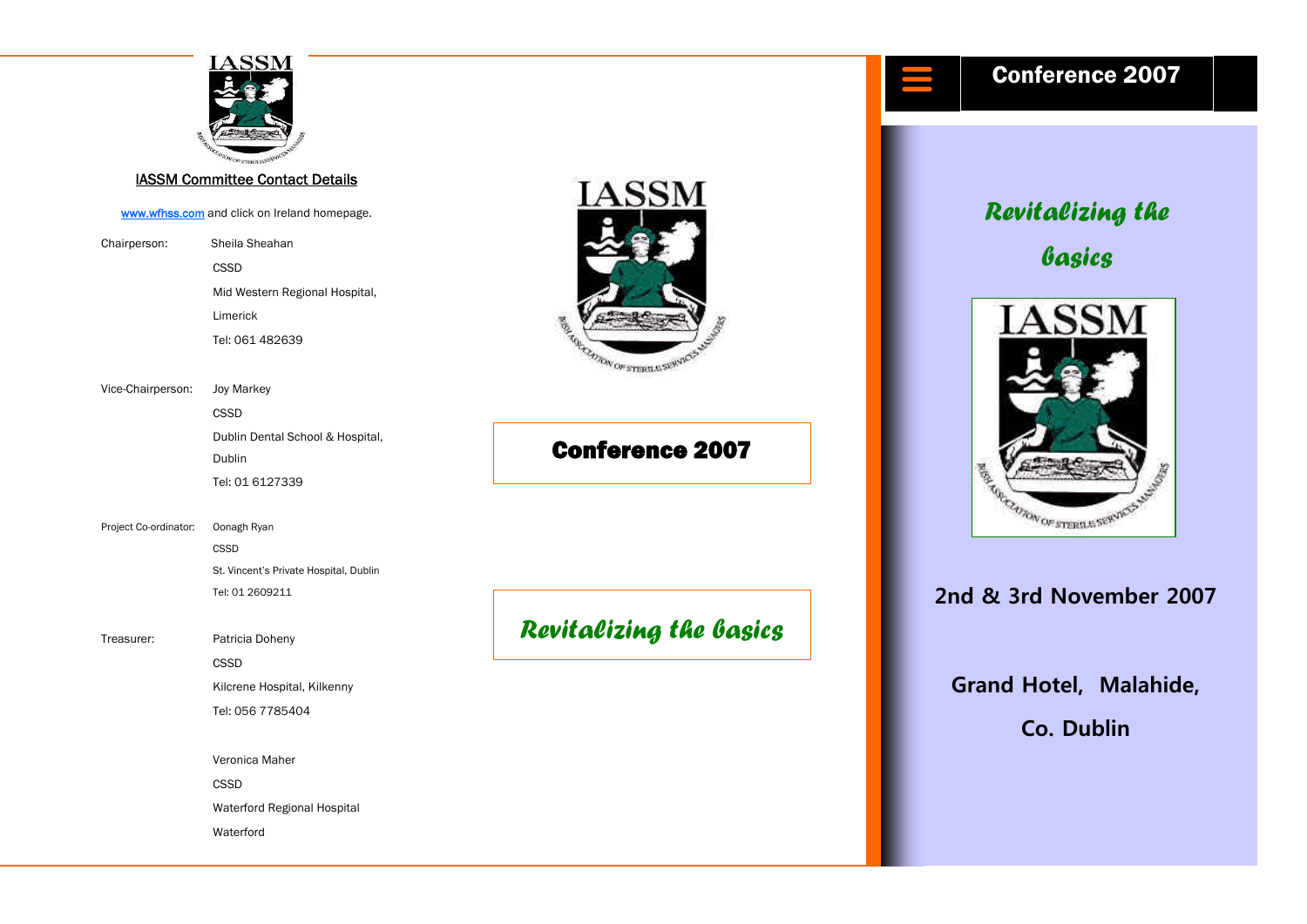IASSM

## IASSM Committee Contact Details

www.wfhss.com and click on Ireland homepage.

| | |
|---|---|
| Chairperson: | Sheila Sheahan<br>CSSD<br>Mid Western Regional Hospital,<br>Limerick<br>Tel: 061 482639 |
| Vice-Chairperson: | Joy Markey<br>CSSD<br>Dublin Dental School & Hospital,<br>Dublin<br>Tel: 01 6127339 |
| Project Co-ordinator: | Oonagh Ryan<br>CSSD<br>St. Vincent's Private Hospital, Dublin<br>Tel: 01 2609211 |
| Treasurer: | Patricia Doheny<br>CSSD<br>Kilcrene Hospital, Kilkenny<br>Tel: 056 7785404 |
| | Veronica Maher<br>CSSD<br>Waterford Regional Hospital<br>Waterford |

IASSM

**Conference 2007**

*Revitalizing the basics*

# Conference 2007

*Revitalizing the basics*

IASSM

**2nd & 3rd November 2007**

**Grand Hotel, Malahide,**

**Co. Dublin**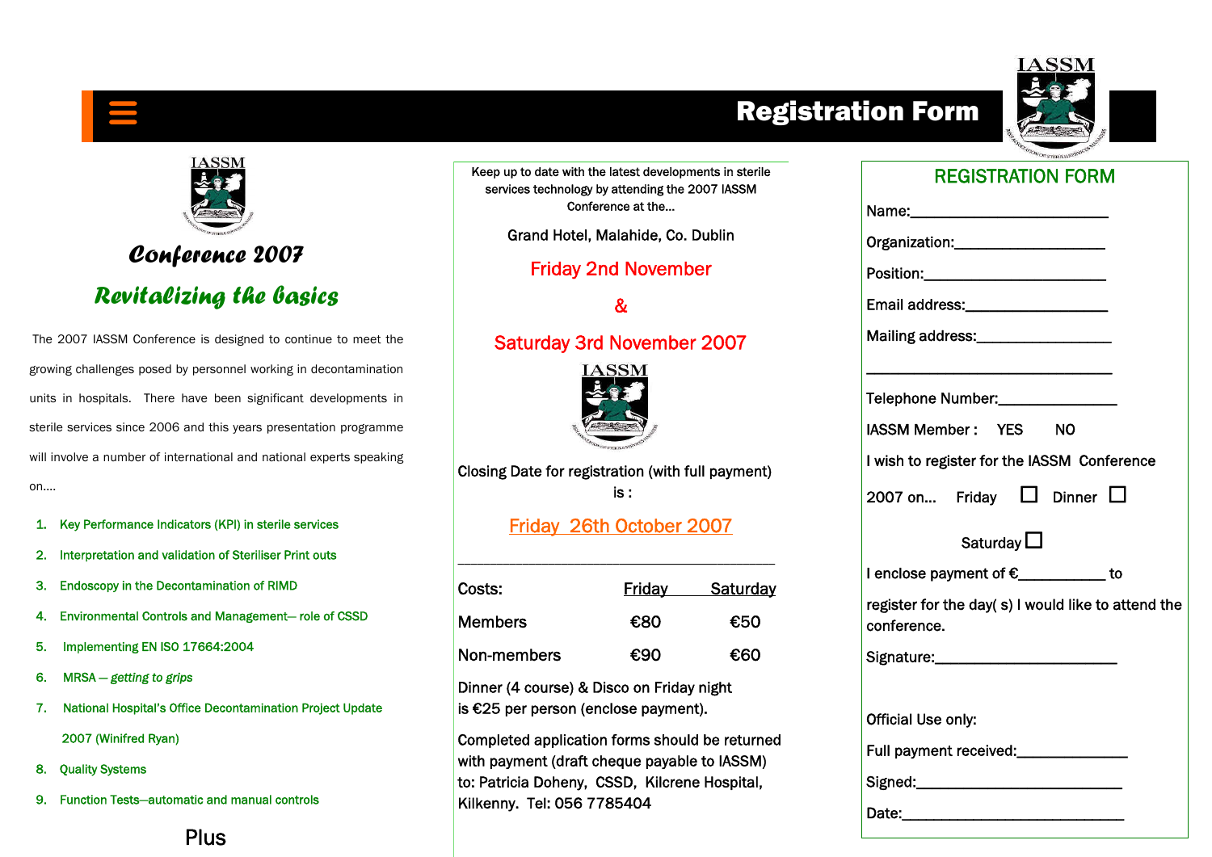# Registration Form

IASSM

## Conference 2007

## Revitalizing the basics

The 2007 IASSM Conference is designed to continue to meet the growing challenges posed by personnel working in decontamination units in hospitals. There have been significant developments in sterile services since 2006 and this years presentation programme will involve a number of international and national experts speaking on....

1. Key Performance Indicators (KPI) in sterile services
2. Interpretation and validation of Steriliser Print outs
3. Endoscopy in the Decontamination of RIMD
4. Environmental Controls and Management— role of CSSD
5. Implementing EN ISO 17664:2004
6. MRSA — *getting to grips*
7. National Hospital's Office Decontamination Project Update 2007 (Winifred Ryan)
8. Quality Systems
9. Function Tests—automatic and manual controls

Plus

Keep up to date with the latest developments in sterile services technology by attending the 2007 IASSM Conference at the...

Grand Hotel, Malahide, Co. Dublin

Friday 2nd November

&

Saturday 3rd November 2007

IASSM

Closing Date for registration (with full payment) is :

Friday 26th October 2007

| Costs: | Friday | Saturday |
|---|---|---|
| Members | €80 | €50 |
| Non-members | €90 | €60 |

Dinner (4 course) & Disco on Friday night is €25 per person (enclose payment).

Completed application forms should be returned with payment (draft cheque payable to IASSM) to: Patricia Doheny, CSSD, Kilcrene Hospital, Kilkenny. Tel: 056 7785404

## REGISTRATION FORM

Name:________________________

Organization:___________________

Position:_______________________

Email address:__________________

Mailing address:_________________

________________________________

Telephone Number:______________

IASSM Member : YES NO

I wish to register for the IASSM Conference 2007 on... Friday ☐ Dinner ☐

Saturday ☐

I enclose payment of €__________ to register for the day( s) I would like to attend the conference.

Signature:______________________

Official Use only:

Full payment received:_____________

Signed:_________________________

Date:___________________________